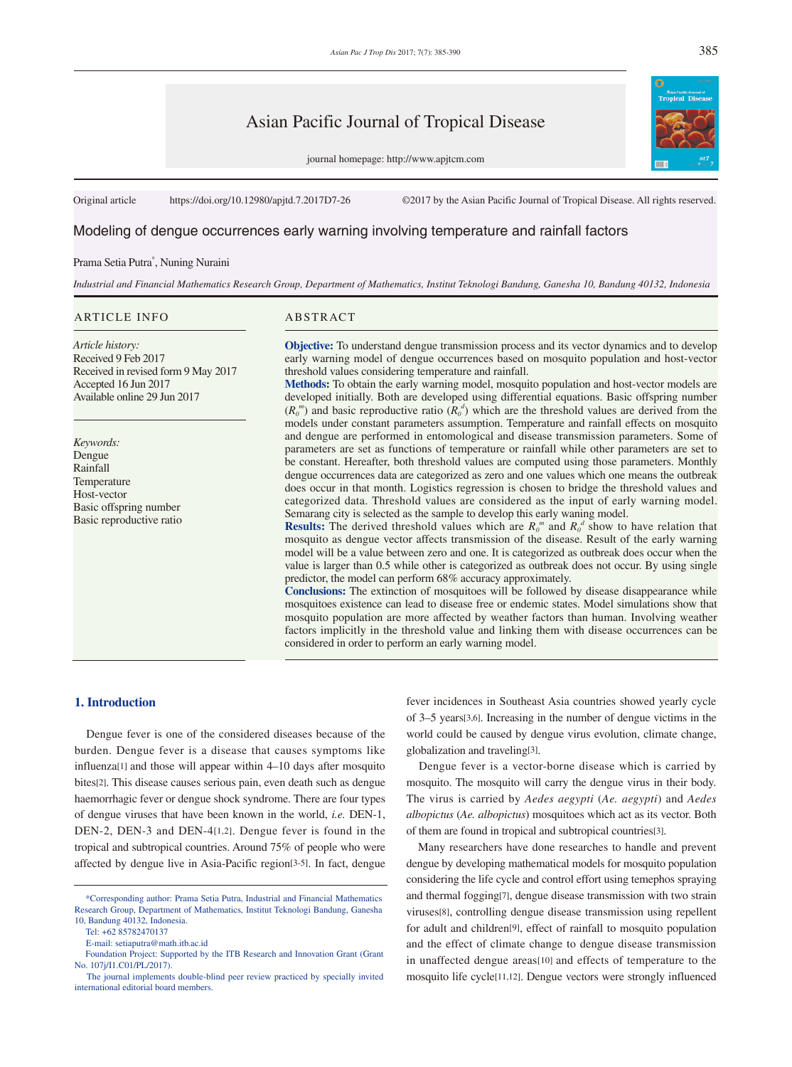Original article https://doi.org/10.12980/apjtd.7.2017D7-26 ©2017 by the Asian Pacific Journal of Tropical Disease. All rights reserved.

# Modeling of dengue occurrences early warning involving temperature and rainfall factors

Prama Setia Putra*, Nuning Nuraini

*Industrial and Financial Mathematics Research Group, Department of Mathematics, Institut Teknologi Bandung, Ganesha 10, Bandung 40132, Indonesia*

## ARTICLE INFO

*Article history:*
Received 9 Feb 2017
Received in revised form 9 May 2017
Accepted 16 Jun 2017
Available online 29 Jun 2017

*Keywords:*
Dengue
Rainfall
Temperature
Host-vector
Basic offspring number
Basic reproductive ratio

## ABSTRACT

**Objective:** To understand dengue transmission process and its vector dynamics and to develop early warning model of dengue occurrences based on mosquito population and host-vector threshold values considering temperature and rainfall.

**Methods:** To obtain the early warning model, mosquito population and host-vector models are developed initially. Both are developed using differential equations. Basic offspring number ($R_0^m$) and basic reproductive ratio ($R_0^d$) which are the threshold values are derived from the models under constant parameters assumption. Temperature and rainfall effects on mosquito and dengue are performed in entomological and disease transmission parameters. Some of parameters are set as functions of temperature or rainfall while other parameters are set to be constant. Hereafter, both threshold values are computed using those parameters. Monthly dengue occurrences data are categorized as zero and one values which one means the outbreak does occur in that month. Logistics regression is chosen to bridge the threshold values and categorized data. Threshold values are considered as the input of early warning model. Semarang city is selected as the sample to develop this early waning model.

**Results:** The derived threshold values which are $R_0^m$ and $R_0^d$ show to have relation that mosquito as dengue vector affects transmission of the disease. Result of the early warning model will be a value between zero and one. It is categorized as outbreak does occur when the value is larger than 0.5 while other is categorized as outbreak does not occur. By using single predictor, the model can perform 68% accuracy approximately.

**Conclusions:** The extinction of mosquitoes will be followed by disease disappearance while mosquitoes existence can lead to disease free or endemic states. Model simulations show that mosquito population are more affected by weather factors than human. Involving weather factors implicitly in the threshold value and linking them with disease occurrences can be considered in order to perform an early warning model.

## 1. Introduction

Dengue fever is one of the considered diseases because of the burden. Dengue fever is a disease that causes symptoms like influenza[1] and those will appear within 4–10 days after mosquito bites[2]. This disease causes serious pain, even death such as dengue haemorrhagic fever or dengue shock syndrome. There are four types of dengue viruses that have been known in the world, *i.e.* DEN-1, DEN-2, DEN-3 and DEN-4[1,2]. Dengue fever is found in the tropical and subtropical countries. Around 75% of people who were affected by dengue live in Asia-Pacific region[3-5]. In fact, dengue fever incidences in Southeast Asia countries showed yearly cycle of 3–5 years[3,6]. Increasing in the number of dengue victims in the world could be caused by dengue virus evolution, climate change, globalization and traveling[3].

Dengue fever is a vector-borne disease which is carried by mosquito. The mosquito will carry the dengue virus in their body. The virus is carried by *Aedes aegypti* (*Ae. aegypti*) and *Aedes albopictus* (*Ae. albopictus*) mosquitoes which act as its vector. Both of them are found in tropical and subtropical countries[3].

Many researchers have done researches to handle and prevent dengue by developing mathematical models for mosquito population considering the life cycle and control effort using temephos spraying and thermal fogging[7], dengue disease transmission with two strain viruses[8], controlling dengue disease transmission using repellent for adult and children[9], effect of rainfall to mosquito population and the effect of climate change to dengue disease transmission in unaffected dengue areas[10] and effects of temperature to the mosquito life cycle[11,12]. Dengue vectors were strongly influenced

*Corresponding author: Prama Setia Putra, Industrial and Financial Mathematics Research Group, Department of Mathematics, Institut Teknologi Bandung, Ganesha 10, Bandung 40132, Indonesia.
Tel: +62 85782470137
E-mail: setiaputra@math.itb.ac.id
Foundation Project: Supported by the ITB Research and Innovation Grant (Grant No. 107j/I1.C01/PL/2017).
The journal implements double-blind peer review practiced by specially invited international editorial board members.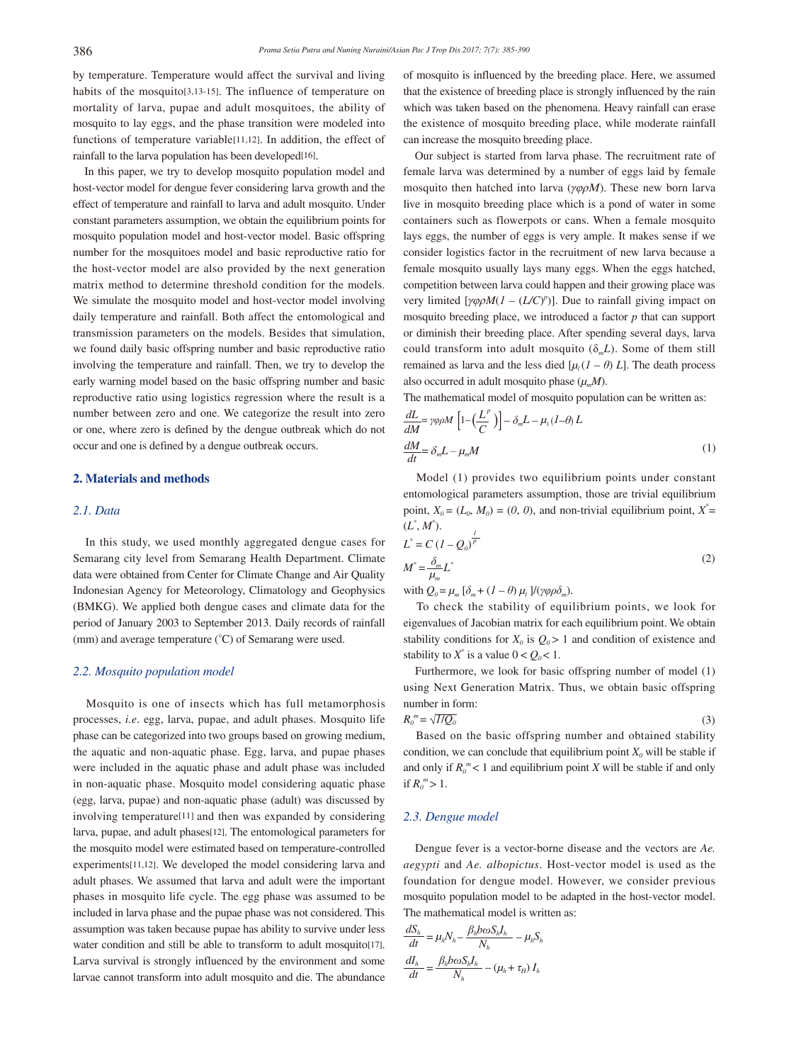by temperature. Temperature would affect the survival and living habits of the mosquito[3,13-15]. The influence of temperature on mortality of larva, pupae and adult mosquitoes, the ability of mosquito to lay eggs, and the phase transition were modeled into functions of temperature variable[11,12]. In addition, the effect of rainfall to the larva population has been developed[16].

In this paper, we try to develop mosquito population model and host-vector model for dengue fever considering larva growth and the effect of temperature and rainfall to larva and adult mosquito. Under constant parameters assumption, we obtain the equilibrium points for mosquito population model and host-vector model. Basic offspring number for the mosquitoes model and basic reproductive ratio for the host-vector model are also provided by the next generation matrix method to determine threshold condition for the models. We simulate the mosquito model and host-vector model involving daily temperature and rainfall. Both affect the entomological and transmission parameters on the models. Besides that simulation, we found daily basic offspring number and basic reproductive ratio involving the temperature and rainfall. Then, we try to develop the early warning model based on the basic offspring number and basic reproductive ratio using logistics regression where the result is a number between zero and one. We categorize the result into zero or one, where zero is defined by the dengue outbreak which do not occur and one is defined by a dengue outbreak occurs.

## 2. Materials and methods

### 2.1. Data

In this study, we used monthly aggregated dengue cases for Semarang city level from Semarang Health Department. Climate data were obtained from Center for Climate Change and Air Quality Indonesian Agency for Meteorology, Climatology and Geophysics (BMKG). We applied both dengue cases and climate data for the period of January 2003 to September 2013. Daily records of rainfall (mm) and average temperature (°C) of Semarang were used.

### 2.2. Mosquito population model

Mosquito is one of insects which has full metamorphosis processes, *i.e.* egg, larva, pupae, and adult phases. Mosquito life phase can be categorized into two groups based on growing medium, the aquatic and non-aquatic phase. Egg, larva, and pupae phases were included in the aquatic phase and adult phase was included in non-aquatic phase. Mosquito model considering aquatic phase (egg, larva, pupae) and non-aquatic phase (adult) was discussed by involving temperature[11] and then was expanded by considering larva, pupae, and adult phases[12]. The entomological parameters for the mosquito model were estimated based on temperature-controlled experiments[11,12]. We developed the model considering larva and adult phases. We assumed that larva and adult were the important phases in mosquito life cycle. The egg phase was assumed to be included in larva phase and the pupae phase was not considered. This assumption was taken because pupae has ability to survive under less water condition and still be able to transform to adult mosquito[17]. Larva survival is strongly influenced by the environment and some larvae cannot transform into adult mosquito and die. The abundance of mosquito is influenced by the breeding place. Here, we assumed that the existence of breeding place is strongly influenced by the rain which was taken based on the phenomena. Heavy rainfall can erase the existence of mosquito breeding place, while moderate rainfall can increase the mosquito breeding place.

Our subject is started from larva phase. The recruitment rate of female larva was determined by a number of eggs laid by female mosquito then hatched into larva ($\gamma\varphi\rho M$). These new born larva live in mosquito breeding place which is a pond of water in some containers such as flowerpots or cans. When a female mosquito lays eggs, the number of eggs is very ample. It makes sense if we consider logistics factor in the recruitment of new larva because a female mosquito usually lays many eggs. When the eggs hatched, competition between larva could happen and their growing place was very limited [$\gamma\varphi\rho M(1-(L/C)^p)$]. Due to rainfall giving impact on mosquito breeding place, we introduced a factor $p$ that can support or diminish their breeding place. After spending several days, larva could transform into adult mosquito ($\delta_m L$). Some of them still remained as larva and the less died [$\mu_l(1-\theta)L$]. The death process also occurred in adult mosquito phase ($\mu_m M$).

The mathematical model of mosquito population can be written as:

$$\frac{dL}{dM} = \gamma\varphi\rho M\left[1-\left(\frac{L^p}{C}\right)\right] - \delta_m L - \mu_l(1-\theta)L$$
$$\frac{dM}{dt} = \delta_m L - \mu_m M \qquad (1)$$

Model (1) provides two equilibrium points under constant entomological parameters assumption, those are trivial equilibrium point, $X_0 = (L_0, M_0) = (0, 0)$, and non-trivial equilibrium point, $X^* = (L^*, M^*)$.

$$L^* = C(1-Q_0)^{\frac{1}{p}}$$
$$M^* = \frac{\delta_m}{\mu_m}L^* \qquad (2)$$

with $Q_0 = \mu_m[\delta_m + (1-\theta)\mu_l]/(\gamma\varphi\rho\delta_m)$.

To check the stability of equilibrium points, we look for eigenvalues of Jacobian matrix for each equilibrium point. We obtain stability conditions for $X_0$ is $Q_0 > 1$ and condition of existence and stability to $X^*$ is a value $0 < Q_0 < 1$.

Furthermore, we look for basic offspring number of model (1) using Next Generation Matrix. Thus, we obtain basic offspring number in form:

$$R_0^m = \sqrt{1/Q_0} \qquad (3)$$

Based on the basic offspring number and obtained stability condition, we can conclude that equilibrium point $X_0$ will be stable if and only if $R_0^m < 1$ and equilibrium point $X$ will be stable if and only if $R_0^m > 1$.

### 2.3. Dengue model

Dengue fever is a vector-borne disease and the vectors are *Ae. aegypti* and *Ae. albopictus*. Host-vector model is used as the foundation for dengue model. However, we consider previous mosquito population model to be adapted in the host-vector model. The mathematical model is written as:

$$\frac{dS_h}{dt} = \mu_h N_h - \frac{\beta_h b\omega S_h I_h}{N_h} - \mu_h S_h$$
$$\frac{dI_h}{dt} = \frac{\beta_h b\omega S_h I_h}{N_h} - (\mu_h + \tau_H)I_h$$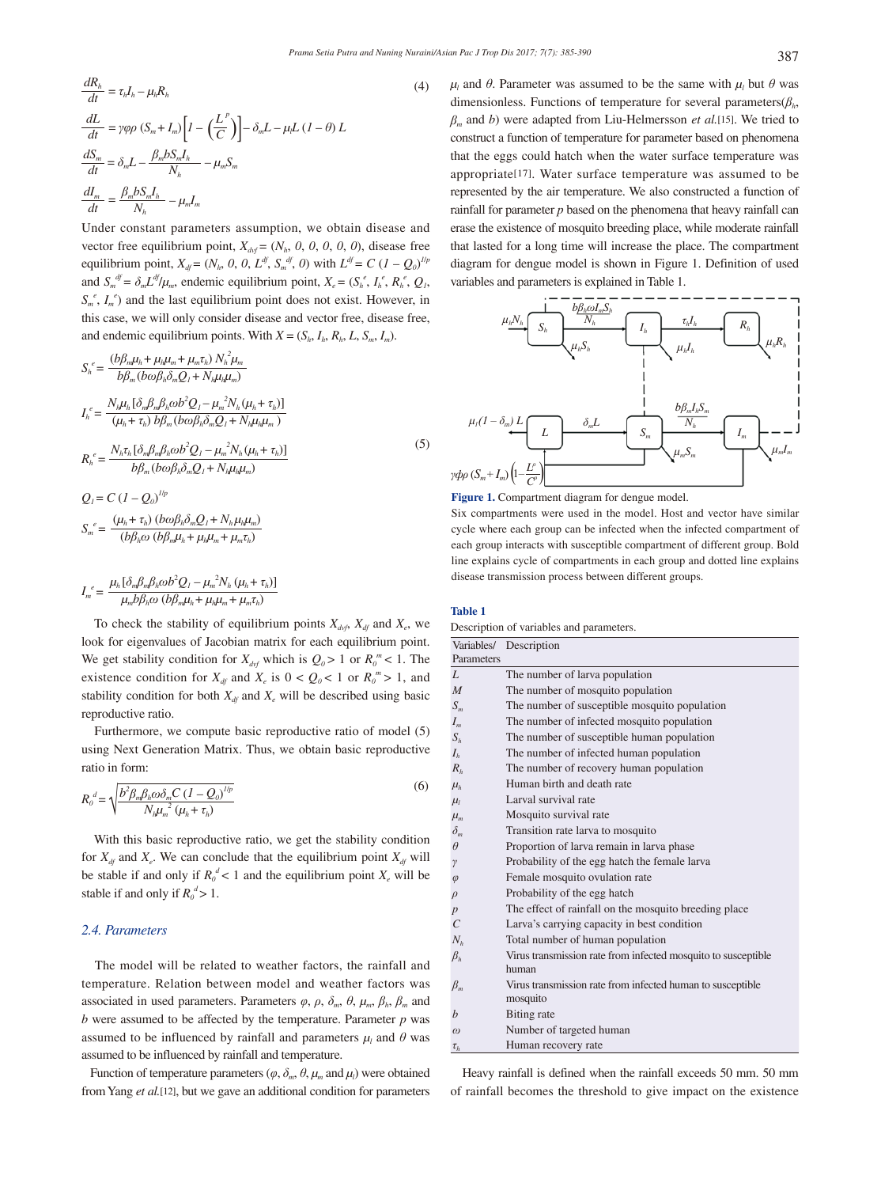$$\frac{dR_h}{dt} = \tau_h I_h - \mu_h R_h \tag{4}$$

$$\frac{dL}{dt} = \gamma\varphi\rho\,(S_m + I_m)\left[1 - \left(\frac{L^p}{C}\right)\right] - \delta_m L - \mu_l L\,(1-\theta)\,L$$

$$\frac{dS_m}{dt} = \delta_m L - \frac{\beta_m b S_m I_h}{N_h} - \mu_m S_m$$

$$\frac{dI_m}{dt} = \frac{\beta_m b S_m I_h}{N_h} - \mu_m I_m$$

Under constant parameters assumption, we obtain disease and vector free equilibrium point, $X_{dvf} = (N_h, 0, 0, 0, 0, 0)$, disease free equilibrium point, $X_{df} = (N_h, 0, 0, L^{df}, S_m^{\ df}, 0)$ with $L^{df} = C\,(1-Q_0)^{1/p}$ and $S_m^{\ df} = \delta_m L^{df}/\mu_m$, endemic equilibrium point, $X_e = (S_h^{\ e}, I_h^{\ e}, R_h^{\ e}, Q_1, S_m^{\ e}, I_m^{\ e})$ and the last equilibrium point does not exist. However, in this case, we will only consider disease and vector free, disease free, and endemic equilibrium points. With $X = (S_h, I_h, R_h, L, S_m, I_m)$.

$$S_h^{\ e} = \frac{(b\beta_m\mu_h + \mu_h\mu_m + \mu_m\tau_h)\,N_h^{\ 2}\mu_m}{b\beta_m\,(b\omega\beta_h\delta_m Q_1 + N_h\mu_h\mu_m)}$$

$$I_h^{\ e} = \frac{N_h\mu_h\,[\delta_m\beta_m\beta_h\omega b^2 Q_1 - \mu_m^{\ 2}N_h\,(\mu_h + \tau_h)]}{(\mu_h + \tau_h)\,b\beta_m\,(b\omega\beta_h\delta_m Q_1 + N_h\mu_h\mu_m\,)}$$

$$R_h^{\ e} = \frac{N_h\tau_h\,[\delta_m\beta_m\beta_h\omega b^2 Q_1 - \mu_m^{\ 2}N_h\,(\mu_h + \tau_h)]}{b\beta_m\,(b\omega\beta_h\delta_m Q_1 + N_h\mu_h\mu_m)} \tag{5}$$

$$Q_1 = C\,(1-Q_0)^{1/p}$$

$$S_m^{\ e} = \frac{(\mu_h + \tau_h)\,(b\omega\beta_h\delta_m Q_1 + N_h\mu_h\mu_m)}{(b\beta_h\omega\,(b\beta_m\mu_h + \mu_h\mu_m + \mu_m\tau_h)}$$

$$I_m^{\ e} = \frac{\mu_h\,[\delta_m\beta_m\beta_h\omega b^2 Q_1 - \mu_m^{\ 2}N_h\,(\mu_h + \tau_h)]}{\mu_m b\beta_h\omega\,(b\beta_m\mu_h + \mu_h\mu_m + \mu_m\tau_h)}$$

To check the stability of equilibrium points $X_{dvf}$, $X_{df}$ and $X_e$, we look for eigenvalues of Jacobian matrix for each equilibrium point. We get stability condition for $X_{dvf}$ which is $Q_0 > 1$ or $R_0^{\ m} < 1$. The existence condition for $X_{df}$ and $X_e$ is $0 < Q_0 < 1$ or $R_0^{\ m} > 1$, and stability condition for both $X_{df}$ and $X_e$ will be described using basic reproductive ratio.

Furthermore, we compute basic reproductive ratio of model (5) using Next Generation Matrix. Thus, we obtain basic reproductive ratio in form:

$$R_0^{\ d} = \sqrt{\frac{b^2\beta_m\beta_h\omega\delta_m C\,(1-Q_0)^{1/p}}{N_h\mu_m^{\ 2}\,(\mu_h + \tau_h)}} \tag{6}$$

With this basic reproductive ratio, we get the stability condition for $X_{df}$ and $X_e$. We can conclude that the equilibrium point $X_{df}$ will be stable if and only if $R_0^{\ d} < 1$ and the equilibrium point $X_e$ will be stable if and only if $R_0^{\ d} > 1$.

### 2.4. Parameters

The model will be related to weather factors, the rainfall and temperature. Relation between model and weather factors was associated in used parameters. Parameters $\varphi$, $\rho$, $\delta_m$, $\theta$, $\mu_m$, $\beta_h$, $\beta_m$ and $b$ were assumed to be affected by the temperature. Parameter $p$ was assumed to be influenced by rainfall and parameters $\mu_l$ and $\theta$ was assumed to be influenced by rainfall and temperature.

Function of temperature parameters ($\varphi$, $\delta_m$, $\theta$, $\mu_m$ and $\mu_l$) were obtained from Yang *et al.*[12], but we gave an additional condition for parameters $\mu_l$ and $\theta$. Parameter was assumed to be the same with $\mu_l$ but $\theta$ was dimensionless. Functions of temperature for several parameters($\beta_h$, $\beta_m$ and $b$) were adapted from Liu-Helmersson *et al.*[15]. We tried to construct a function of temperature for parameter based on phenomena that the eggs could hatch when the water surface temperature was appropriate[17]. Water surface temperature was assumed to be represented by the air temperature. We also constructed a function of rainfall for parameter $p$ based on the phenomena that heavy rainfall can erase the existence of mosquito breeding place, while moderate rainfall that lasted for a long time will increase the place. The compartment diagram for dengue model is shown in Figure 1. Definition of used variables and parameters is explained in Table 1.

**Figure 1.** Compartment diagram for dengue model.

Six compartments were used in the model. Host and vector have similar cycle where each group can be infected when the infected compartment of each group interacts with susceptible compartment of different group. Bold line explains cycle of compartments in each group and dotted line explains disease transmission process between different groups.

**Table 1**

Description of variables and parameters.

| Variables/ Parameters | Description |
|---|---|
| $L$ | The number of larva population |
| $M$ | The number of mosquito population |
| $S_m$ | The number of susceptible mosquito population |
| $I_m$ | The number of infected mosquito population |
| $S_h$ | The number of susceptible human population |
| $I_h$ | The number of infected human population |
| $R_h$ | The number of recovery human population |
| $\mu_h$ | Human birth and death rate |
| $\mu_l$ | Larval survival rate |
| $\mu_m$ | Mosquito survival rate |
| $\delta_m$ | Transition rate larva to mosquito |
| $\theta$ | Proportion of larva remain in larva phase |
| $\gamma$ | Probability of the egg hatch the female larva |
| $\varphi$ | Female mosquito ovulation rate |
| $\rho$ | Probability of the egg hatch |
| $p$ | The effect of rainfall on the mosquito breeding place |
| $C$ | Larva's carrying capacity in best condition |
| $N_h$ | Total number of human population |
| $\beta_h$ | Virus transmission rate from infected mosquito to susceptible human |
| $\beta_m$ | Virus transmission rate from infected human to susceptible mosquito |
| $b$ | Biting rate |
| $\omega$ | Number of targeted human |
| $\tau_h$ | Human recovery rate |

Heavy rainfall is defined when the rainfall exceeds 50 mm. 50 mm of rainfall becomes the threshold to give impact on the existence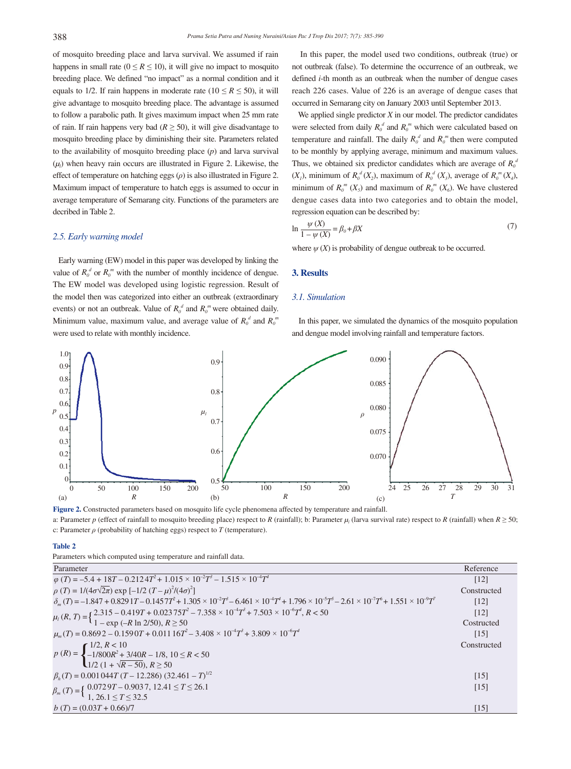of mosquito breeding place and larva survival. We assumed if rain happens in small rate ($0 \le R \le 10$), it will give no impact to mosquito breeding place. We defined "no impact" as a normal condition and it equals to 1/2. If rain happens in moderate rate ($10 \le R \le 50$), it will give advantage to mosquito breeding place. The advantage is assumed to follow a parabolic path. It gives maximum impact when 25 mm rate of rain. If rain happens very bad ($R \ge 50$), it will give disadvantage to mosquito breeding place by diminishing their site. Parameters related to the availability of mosquito breeding place ($p$) and larva survival ($\mu_l$) when heavy rain occurs are illustrated in Figure 2. Likewise, the effect of temperature on hatching eggs ($\rho$) is also illustrated in Figure 2. Maximum impact of temperature to hatch eggs is assumed to occur in average temperature of Semarang city. Functions of the parameters are decribed in Table 2.

### 2.5. Early warning model

Early warning (EW) model in this paper was developed by linking the value of $R_0^d$ or $R_0^m$ with the number of monthly incidence of dengue. The EW model was developed using logistic regression. Result of the model then was categorized into either an outbreak (extraordinary events) or not an outbreak. Value of $R_0^d$ and $R_0^m$ were obtained daily. Minimum value, maximum value, and average value of $R_0^d$ and $R_0^m$ were used to relate with monthly incidence.

In this paper, the model used two conditions, outbreak (true) or not outbreak (false). To determine the occurrence of an outbreak, we defined $i$-th month as an outbreak when the number of dengue cases reach 226 cases. Value of 226 is an average of dengue cases that occurred in Semarang city on January 2003 until September 2013.

We applied single predictor $X$ in our model. The predictor candidates were selected from daily $R_0^d$ and $R_0^m$ which were calculated based on temperature and rainfall. The daily $R_0^d$ and $R_0^m$ then were computed to be monthly by applying average, minimum and maximum values. Thus, we obtained six predictor candidates which are average of $R_0^d$ ($X_1$), minimum of $R_0^d$ ($X_2$), maximum of $R_0^d$ ($X_3$), average of $R_0^m$ ($X_4$), minimum of $R_0^m$ ($X_5$) and maximum of $R_0^m$ ($X_6$). We have clustered dengue cases data into two categories and to obtain the model, regression equation can be described by:

$$\ln \frac{\psi(X)}{1-\psi(X)} = \beta_0 + \beta X \tag{7}$$

where $\psi(X)$ is probability of dengue outbreak to be occurred.

## 3. Results

### 3.1. Simulation

In this paper, we simulated the dynamics of the mosquito population and dengue model involving rainfall and temperature factors.

**Figure 2.** Constructed parameters based on mosquito life cycle phenomena affected by temperature and rainfall.
a: Parameter $p$ (effect of rainfall to mosquito breeding place) respect to $R$ (rainfall); b: Parameter $\mu_l$ (larva survival rate) respect to $R$ (rainfall) when $R \ge 50$; c: Parameter $\rho$ (probability of hatching eggs) respect to $T$ (temperature).

**Table 2**
Parameters which computed using temperature and rainfall data.

| Parameter | Reference |
|---|---|
| $\varphi(T) = -5.4 + 18T - 0.2124T^2 + 1.015 \times 10^{-2}T^3 - 1.515 \times 10^{-4}T^4$ | [12] |
| $\rho(T) = 1/(4\sigma\sqrt{2\pi}) \exp[-1/2\,(T-\mu)^2/(4\sigma)^2]$ | Constructed |
| $\delta_m(T) = -1.847 + 0.8291T - 0.1457T^2 + 1.305 \times 10^{-2}T^3 - 6.461 \times 10^{-4}T^4 + 1.796 \times 10^{-5}T^5 - 2.61 \times 10^{-7}T^6 + 1.551 \times 10^{-9}T^7$ | [12] |
| $\mu_l(R,T) = \begin{cases} 2.315 - 0.419T + 0.02375T^2 - 7.358 \times 10^{-4}T^3 + 7.503 \times 10^{-6}T^4, & R < 50 \\ 1 - \exp(-R \ln 2/50), & R \ge 50 \end{cases}$ | [12] Costructed |
| $\mu_m(T) = 0.8692 - 0.1590T + 0.01116T^2 - 3.408 \times 10^{-4}T^3 + 3.809 \times 10^{-6}T^4$ | [15] |
| $p(R) = \begin{cases} 1/2, & R < 10 \\ -1/800R^2 + 3/40R - 1/8, & 10 \le R < 50 \\ 1/2\,(1 + \sqrt{R-50}), & R \ge 50 \end{cases}$ | Constructed |
| $\beta_h(T) = 0.001044T\,(T - 12.286)\,(32.461 - T)^{1/2}$ | [15] |
| $\beta_m(T) = \begin{cases} 0.0729T - 0.9037, & 12.41 \le T \le 26.1 \\ 1, & 26.1 \le T \le 32.5 \end{cases}$ | [15] |
| $b(T) = (0.03T + 0.66)/7$ | [15] |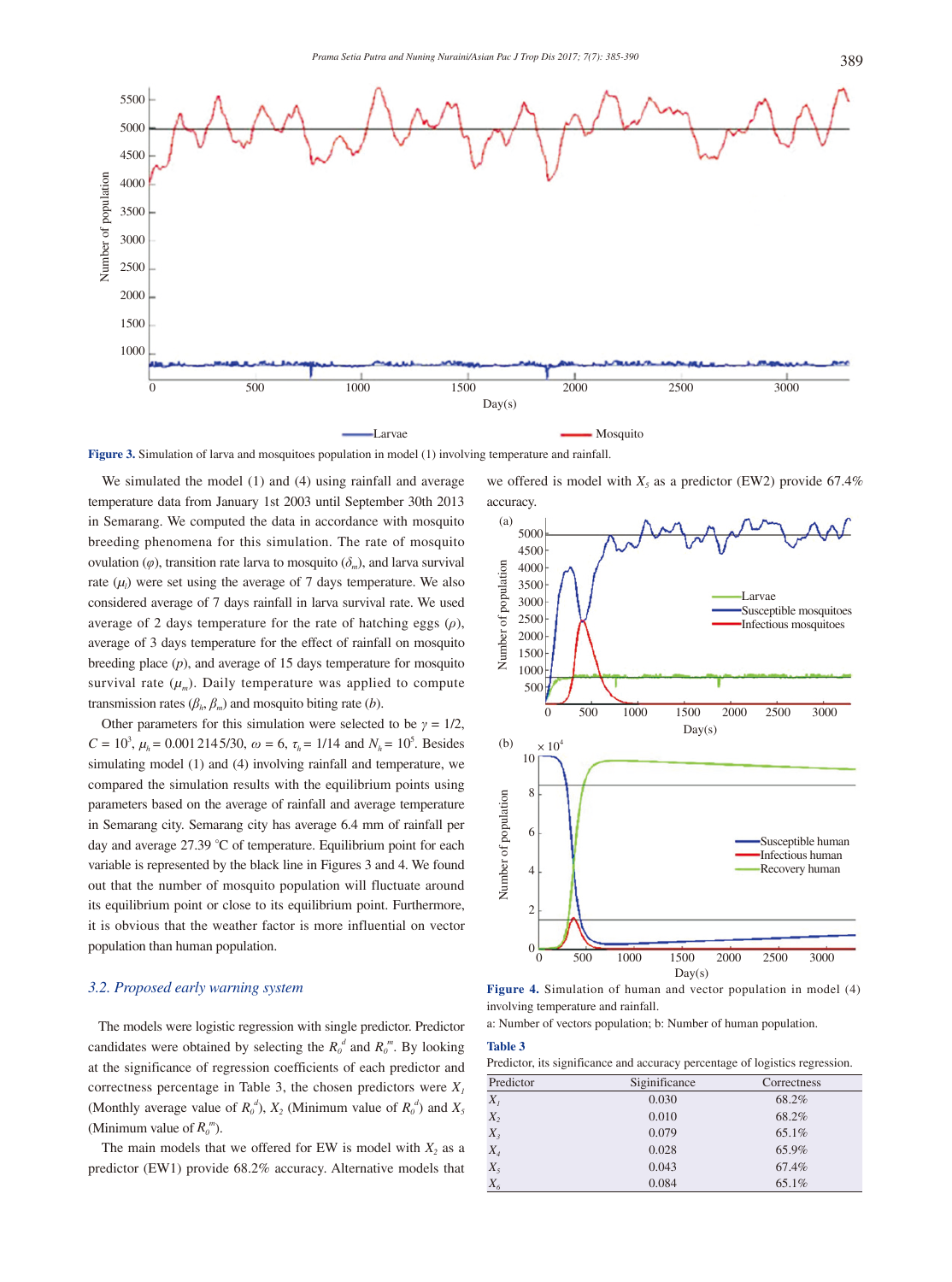Figure 3. Simulation of larva and mosquitoes population in model (1) involving temperature and rainfall.

We simulated the model (1) and (4) using rainfall and average temperature data from January 1st 2003 until September 30th 2013 in Semarang. We computed the data in accordance with mosquito breeding phenomena for this simulation. The rate of mosquito ovulation ($\varphi$), transition rate larva to mosquito ($\delta_m$), and larva survival rate ($\mu_l$) were set using the average of 7 days temperature. We also considered average of 7 days rainfall in larva survival rate. We used average of 2 days temperature for the rate of hatching eggs ($\rho$), average of 3 days temperature for the effect of rainfall on mosquito breeding place ($p$), and average of 15 days temperature for mosquito survival rate ($\mu_m$). Daily temperature was applied to compute transmission rates ($\beta_h$, $\beta_m$) and mosquito biting rate ($b$).

Other parameters for this simulation were selected to be $\gamma = 1/2$, $C = 10^3$, $\mu_h = 0.001\,2145/30$, $\omega = 6$, $\tau_h = 1/14$ and $N_h = 10^5$. Besides simulating model (1) and (4) involving rainfall and temperature, we compared the simulation results with the equilibrium points using parameters based on the average of rainfall and average temperature in Semarang city. Semarang city has average 6.4 mm of rainfall per day and average 27.39 °C of temperature. Equilibrium point for each variable is represented by the black line in Figures 3 and 4. We found out that the number of mosquito population will fluctuate around its equilibrium point or close to its equilibrium point. Furthermore, it is obvious that the weather factor is more influential on vector population than human population.

### 3.2. Proposed early warning system

The models were logistic regression with single predictor. Predictor candidates were obtained by selecting the $R_0^d$ and $R_0^m$. By looking at the significance of regression coefficients of each predictor and correctness percentage in Table 3, the chosen predictors were $X_1$ (Monthly average value of $R_0^d$), $X_2$ (Minimum value of $R_0^d$) and $X_5$ (Minimum value of $R_0^m$).

The main models that we offered for EW is model with $X_2$ as a predictor (EW1) provide 68.2% accuracy. Alternative models that we offered is model with $X_5$ as a predictor (EW2) provide 67.4% accuracy.

Figure 4. Simulation of human and vector population in model (4) involving temperature and rainfall.

a: Number of vectors population; b: Number of human population.

**Table 3**

Predictor, its significance and accuracy percentage of logistics regression.

| Predictor | Siginificance | Correctness |
|---|---|---|
| $X_1$ | 0.030 | 68.2% |
| $X_2$ | 0.010 | 68.2% |
| $X_3$ | 0.079 | 65.1% |
| $X_4$ | 0.028 | 65.9% |
| $X_5$ | 0.043 | 67.4% |
| $X_6$ | 0.084 | 65.1% |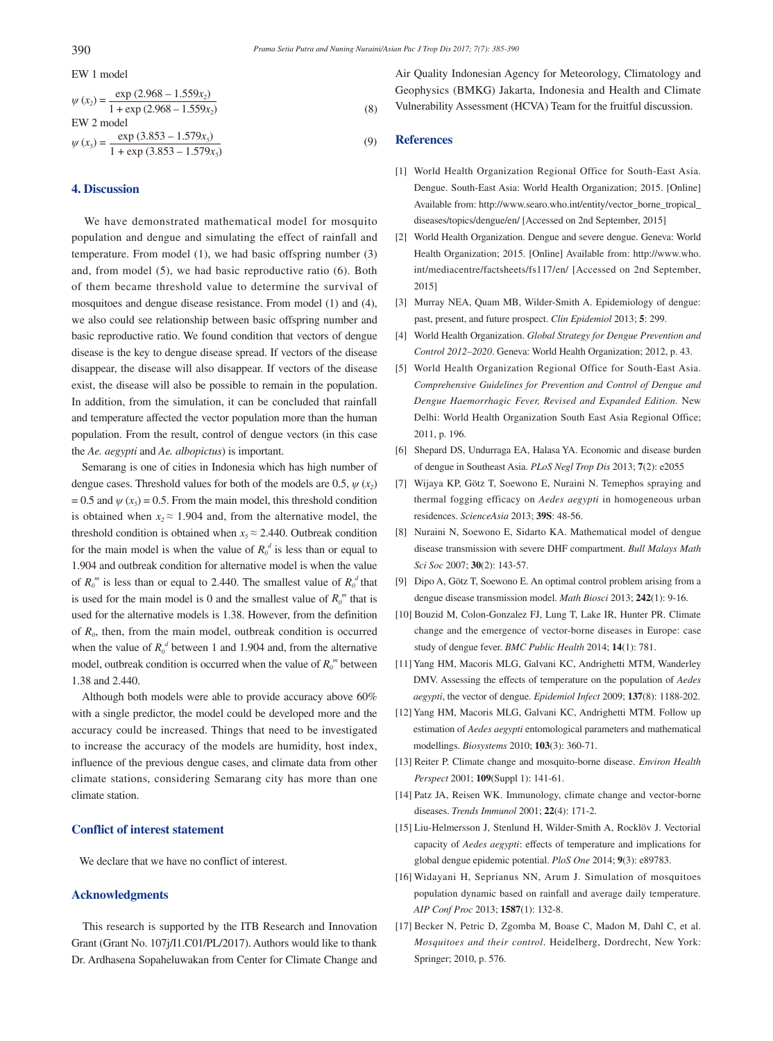EW 1 model

$$\psi(x_2) = \frac{\exp(2.968 - 1.559x_2)}{1 + \exp(2.968 - 1.559x_2)} \tag{8}$$

EW 2 model

$$\psi(x_5) = \frac{\exp(3.853 - 1.579x_5)}{1 + \exp(3.853 - 1.579x_5)} \tag{9}$$

## 4. Discussion

We have demonstrated mathematical model for mosquito population and dengue and simulating the effect of rainfall and temperature. From model (1), we had basic offspring number (3) and, from model (5), we had basic reproductive ratio (6). Both of them became threshold value to determine the survival of mosquitoes and dengue disease resistance. From model (1) and (4), we also could see relationship between basic offspring number and basic reproductive ratio. We found condition that vectors of dengue disease is the key to dengue disease spread. If vectors of the disease disappear, the disease will also disappear. If vectors of the disease exist, the disease will also be possible to remain in the population. In addition, from the simulation, it can be concluded that rainfall and temperature affected the vector population more than the human population. From the result, control of dengue vectors (in this case the *Ae. aegypti* and *Ae. albopictus*) is important.

Semarang is one of cities in Indonesia which has high number of dengue cases. Threshold values for both of the models are 0.5, $\psi(x_2) = 0.5$ and $\psi(x_5) = 0.5$. From the main model, this threshold condition is obtained when $x_2 \approx 1.904$ and, from the alternative model, the threshold condition is obtained when $x_5 \approx 2.440$. Outbreak condition for the main model is when the value of $R_0^d$ is less than or equal to 1.904 and outbreak condition for alternative model is when the value of $R_0^m$ is less than or equal to 2.440. The smallest value of $R_0^d$ that is used for the main model is 0 and the smallest value of $R_0^m$ that is used for the alternative models is 1.38. However, from the definition of $R_0$, then, from the main model, outbreak condition is occurred when the value of $R_0^d$ between 1 and 1.904 and, from the alternative model, outbreak condition is occurred when the value of $R_0^m$ between 1.38 and 2.440.

Although both models were able to provide accuracy above 60% with a single predictor, the model could be developed more and the accuracy could be increased. Things that need to be investigated to increase the accuracy of the models are humidity, host index, influence of the previous dengue cases, and climate data from other climate stations, considering Semarang city has more than one climate station.

## Conflict of interest statement

We declare that we have no conflict of interest.

## Acknowledgments

This research is supported by the ITB Research and Innovation Grant (Grant No. 107j/I1.C01/PL/2017). Authors would like to thank Dr. Ardhasena Sopaheluwakan from Center for Climate Change and Air Quality Indonesian Agency for Meteorology, Climatology and Geophysics (BMKG) Jakarta, Indonesia and Health and Climate Vulnerability Assessment (HCVA) Team for the fruitful discussion.

## References

[1] World Health Organization Regional Office for South-East Asia. Dengue. South-East Asia: World Health Organization; 2015. [Online] Available from: http://www.searo.who.int/entity/vector_borne_tropical_diseases/topics/dengue/en/ [Accessed on 2nd September, 2015]

[2] World Health Organization. Dengue and severe dengue. Geneva: World Health Organization; 2015. [Online] Available from: http://www.who.int/mediacentre/factsheets/fs117/en/ [Accessed on 2nd September, 2015]

[3] Murray NEA, Quam MB, Wilder-Smith A. Epidemiology of dengue: past, present, and future prospect. *Clin Epidemiol* 2013; **5**: 299.

[4] World Health Organization. *Global Strategy for Dengue Prevention and Control 2012–2020*. Geneva: World Health Organization; 2012, p. 43.

[5] World Health Organization Regional Office for South-East Asia. *Comprehensive Guidelines for Prevention and Control of Dengue and Dengue Haemorrhagic Fever, Revised and Expanded Edition.* New Delhi: World Health Organization South East Asia Regional Office; 2011, p. 196.

[6] Shepard DS, Undurraga EA, Halasa YA. Economic and disease burden of dengue in Southeast Asia. *PLoS Negl Trop Dis* 2013; **7**(2): e2055

[7] Wijaya KP, Götz T, Soewono E, Nuraini N. Temephos spraying and thermal fogging efficacy on *Aedes aegypti* in homogeneous urban residences. *ScienceAsia* 2013; **39S**: 48-56.

[8] Nuraini N, Soewono E, Sidarto KA. Mathematical model of dengue disease transmission with severe DHF compartment. *Bull Malays Math Sci Soc* 2007; **30**(2): 143-57.

[9] Dipo A, Götz T, Soewono E. An optimal control problem arising from a dengue disease transmission model. *Math Biosci* 2013; **242**(1): 9-16.

[10] Bouzid M, Colon-Gonzalez FJ, Lung T, Lake IR, Hunter PR. Climate change and the emergence of vector-borne diseases in Europe: case study of dengue fever. *BMC Public Health* 2014; **14**(1): 781.

[11] Yang HM, Macoris MLG, Galvani KC, Andrighetti MTM, Wanderley DMV. Assessing the effects of temperature on the population of *Aedes aegypti*, the vector of dengue. *Epidemiol Infect* 2009; **137**(8): 1188-202.

[12] Yang HM, Macoris MLG, Galvani KC, Andrighetti MTM. Follow up estimation of *Aedes aegypti* entomological parameters and mathematical modellings. *Biosystems* 2010; **103**(3): 360-71.

[13] Reiter P. Climate change and mosquito-borne disease. *Environ Health Perspect* 2001; **109**(Suppl 1): 141-61.

[14] Patz JA, Reisen WK. Immunology, climate change and vector-borne diseases. *Trends Immunol* 2001; **22**(4): 171-2.

[15] Liu-Helmersson J, Stenlund H, Wilder-Smith A, Rocklöv J. Vectorial capacity of *Aedes aegypti*: effects of temperature and implications for global dengue epidemic potential. *PloS One* 2014; **9**(3): e89783.

[16] Widayani H, Seprianus NN, Arum J. Simulation of mosquitoes population dynamic based on rainfall and average daily temperature. *AIP Conf Proc* 2013; **1587**(1): 132-8.

[17] Becker N, Petric D, Zgomba M, Boase C, Madon M, Dahl C, et al. *Mosquitoes and their control*. Heidelberg, Dordrecht, New York: Springer; 2010, p. 576.